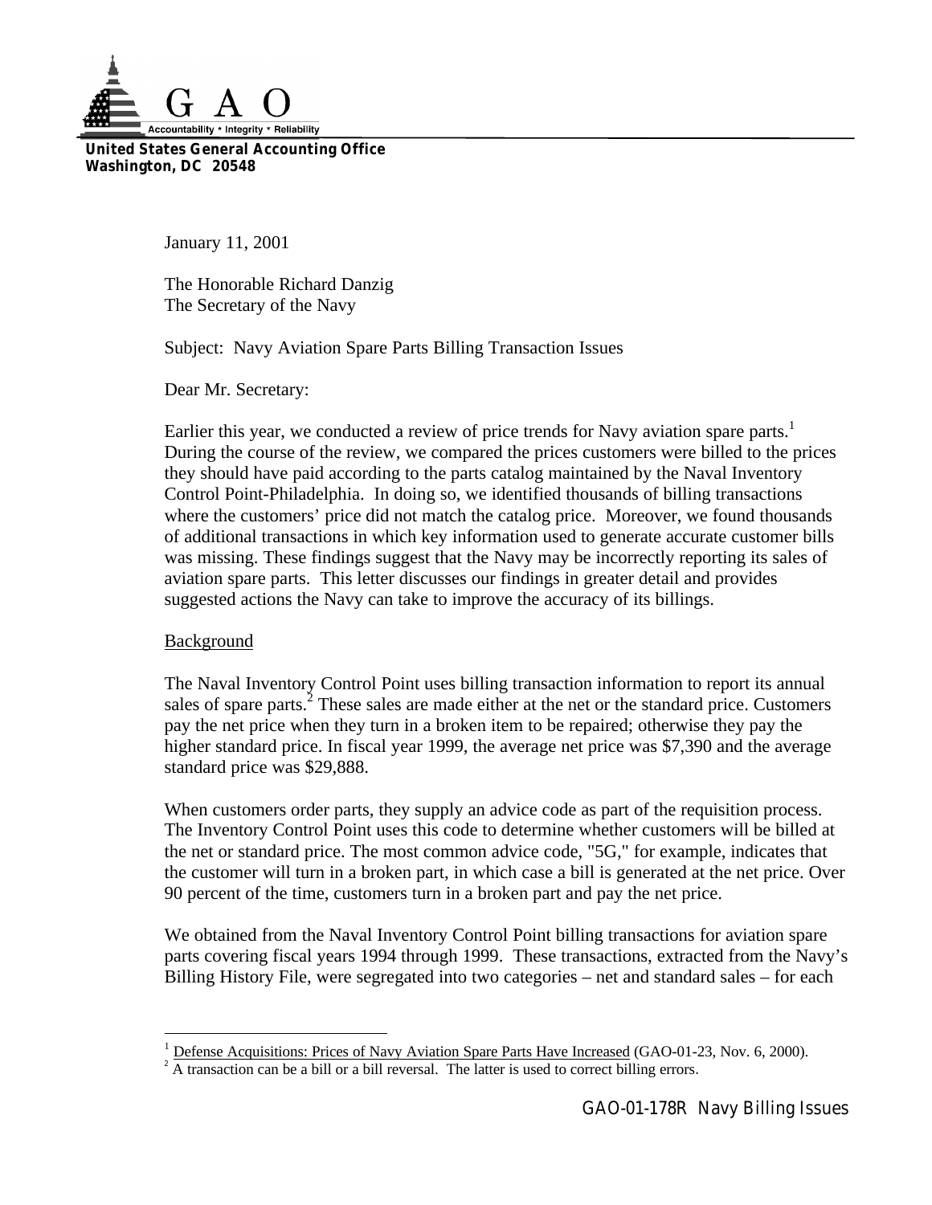**United States General Accounting Office**
**Washington, DC 20548**

January 11, 2001

The Honorable Richard Danzig
The Secretary of the Navy

Subject: Navy Aviation Spare Parts Billing Transaction Issues

Dear Mr. Secretary:

Earlier this year, we conducted a review of price trends for Navy aviation spare parts.[1] During the course of the review, we compared the prices customers were billed to the prices they should have paid according to the parts catalog maintained by the Naval Inventory Control Point-Philadelphia. In doing so, we identified thousands of billing transactions where the customers' price did not match the catalog price. Moreover, we found thousands of additional transactions in which key information used to generate accurate customer bills was missing. These findings suggest that the Navy may be incorrectly reporting its sales of aviation spare parts. This letter discusses our findings in greater detail and provides suggested actions the Navy can take to improve the accuracy of its billings.

## Background

The Naval Inventory Control Point uses billing transaction information to report its annual sales of spare parts.[2] These sales are made either at the net or the standard price. Customers pay the net price when they turn in a broken item to be repaired; otherwise they pay the higher standard price. In fiscal year 1999, the average net price was $7,390 and the average standard price was $29,888.

When customers order parts, they supply an advice code as part of the requisition process. The Inventory Control Point uses this code to determine whether customers will be billed at the net or standard price. The most common advice code, "5G," for example, indicates that the customer will turn in a broken part, in which case a bill is generated at the net price. Over 90 percent of the time, customers turn in a broken part and pay the net price.

We obtained from the Naval Inventory Control Point billing transactions for aviation spare parts covering fiscal years 1994 through 1999. These transactions, extracted from the Navy's Billing History File, were segregated into two categories – net and standard sales – for each

[1] Defense Acquisitions: Prices of Navy Aviation Spare Parts Have Increased (GAO-01-23, Nov. 6, 2000).
[2] A transaction can be a bill or a bill reversal. The latter is used to correct billing errors.

GAO-01-178R Navy Billing Issues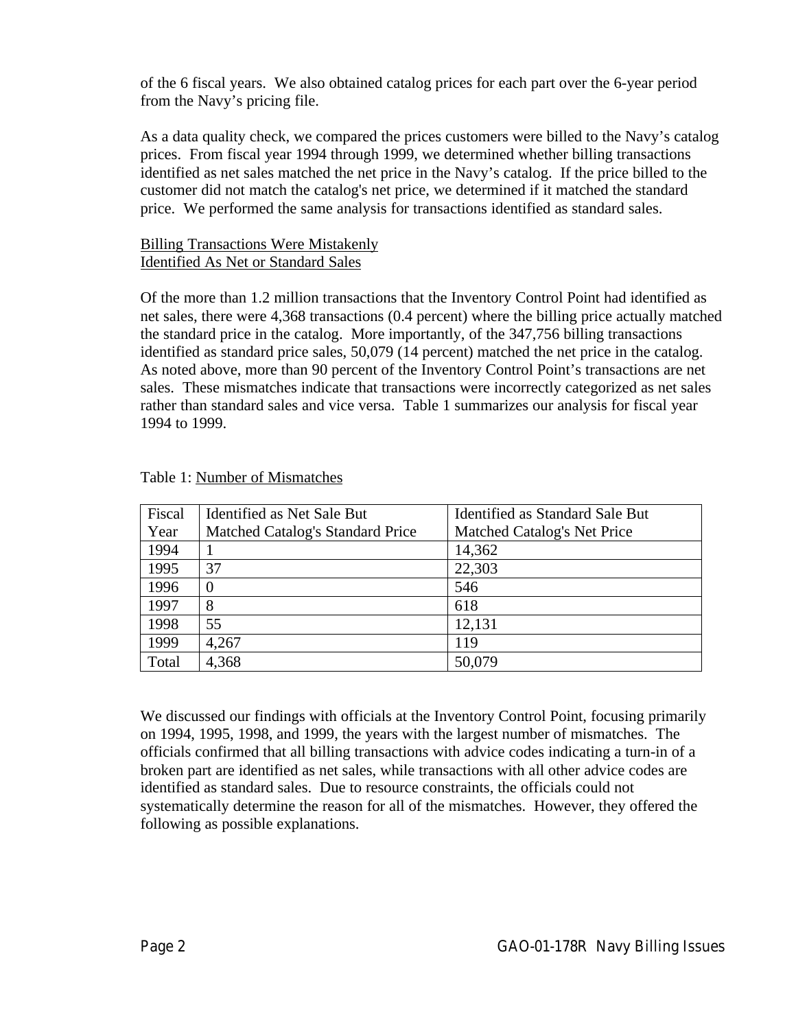of the 6 fiscal years. We also obtained catalog prices for each part over the 6-year period from the Navy's pricing file.

As a data quality check, we compared the prices customers were billed to the Navy's catalog prices. From fiscal year 1994 through 1999, we determined whether billing transactions identified as net sales matched the net price in the Navy's catalog. If the price billed to the customer did not match the catalog's net price, we determined if it matched the standard price. We performed the same analysis for transactions identified as standard sales.

## Billing Transactions Were Mistakenly Identified As Net or Standard Sales

Of the more than 1.2 million transactions that the Inventory Control Point had identified as net sales, there were 4,368 transactions (0.4 percent) where the billing price actually matched the standard price in the catalog. More importantly, of the 347,756 billing transactions identified as standard price sales, 50,079 (14 percent) matched the net price in the catalog. As noted above, more than 90 percent of the Inventory Control Point's transactions are net sales. These mismatches indicate that transactions were incorrectly categorized as net sales rather than standard sales and vice versa. Table 1 summarizes our analysis for fiscal year 1994 to 1999.

Table 1: Number of Mismatches

| Fiscal Year | Identified as Net Sale But Matched Catalog's Standard Price | Identified as Standard Sale But Matched Catalog's Net Price |
|---|---|---|
| 1994 | 1 | 14,362 |
| 1995 | 37 | 22,303 |
| 1996 | 0 | 546 |
| 1997 | 8 | 618 |
| 1998 | 55 | 12,131 |
| 1999 | 4,267 | 119 |
| Total | 4,368 | 50,079 |

We discussed our findings with officials at the Inventory Control Point, focusing primarily on 1994, 1995, 1998, and 1999, the years with the largest number of mismatches. The officials confirmed that all billing transactions with advice codes indicating a turn-in of a broken part are identified as net sales, while transactions with all other advice codes are identified as standard sales. Due to resource constraints, the officials could not systematically determine the reason for all of the mismatches. However, they offered the following as possible explanations.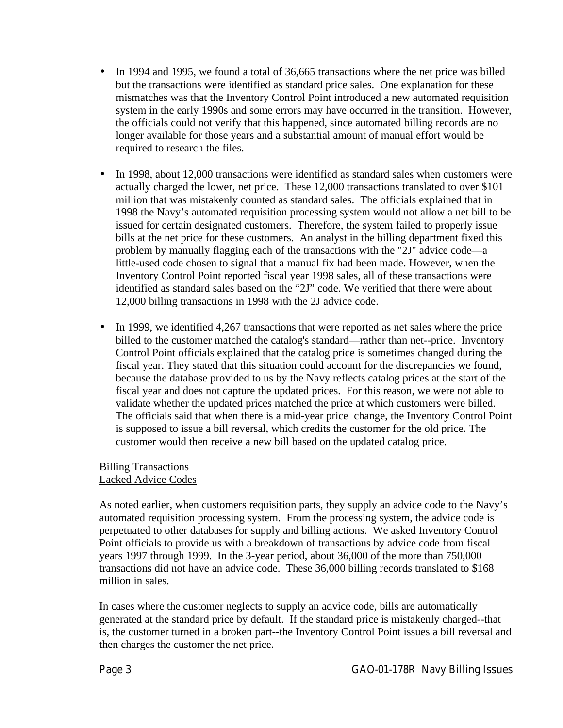- In 1994 and 1995, we found a total of 36,665 transactions where the net price was billed but the transactions were identified as standard price sales. One explanation for these mismatches was that the Inventory Control Point introduced a new automated requisition system in the early 1990s and some errors may have occurred in the transition. However, the officials could not verify that this happened, since automated billing records are no longer available for those years and a substantial amount of manual effort would be required to research the files.

- In 1998, about 12,000 transactions were identified as standard sales when customers were actually charged the lower, net price. These 12,000 transactions translated to over $101 million that was mistakenly counted as standard sales. The officials explained that in 1998 the Navy's automated requisition processing system would not allow a net bill to be issued for certain designated customers. Therefore, the system failed to properly issue bills at the net price for these customers. An analyst in the billing department fixed this problem by manually flagging each of the transactions with the "2J" advice code—a little-used code chosen to signal that a manual fix had been made. However, when the Inventory Control Point reported fiscal year 1998 sales, all of these transactions were identified as standard sales based on the "2J" code. We verified that there were about 12,000 billing transactions in 1998 with the 2J advice code.

- In 1999, we identified 4,267 transactions that were reported as net sales where the price billed to the customer matched the catalog's standard—rather than net--price. Inventory Control Point officials explained that the catalog price is sometimes changed during the fiscal year. They stated that this situation could account for the discrepancies we found, because the database provided to us by the Navy reflects catalog prices at the start of the fiscal year and does not capture the updated prices. For this reason, we were not able to validate whether the updated prices matched the price at which customers were billed. The officials said that when there is a mid-year price change, the Inventory Control Point is supposed to issue a bill reversal, which credits the customer for the old price. The customer would then receive a new bill based on the updated catalog price.

Billing Transactions
Lacked Advice Codes

As noted earlier, when customers requisition parts, they supply an advice code to the Navy's automated requisition processing system. From the processing system, the advice code is perpetuated to other databases for supply and billing actions. We asked Inventory Control Point officials to provide us with a breakdown of transactions by advice code from fiscal years 1997 through 1999. In the 3-year period, about 36,000 of the more than 750,000 transactions did not have an advice code. These 36,000 billing records translated to $168 million in sales.

In cases where the customer neglects to supply an advice code, bills are automatically generated at the standard price by default. If the standard price is mistakenly charged--that is, the customer turned in a broken part--the Inventory Control Point issues a bill reversal and then charges the customer the net price.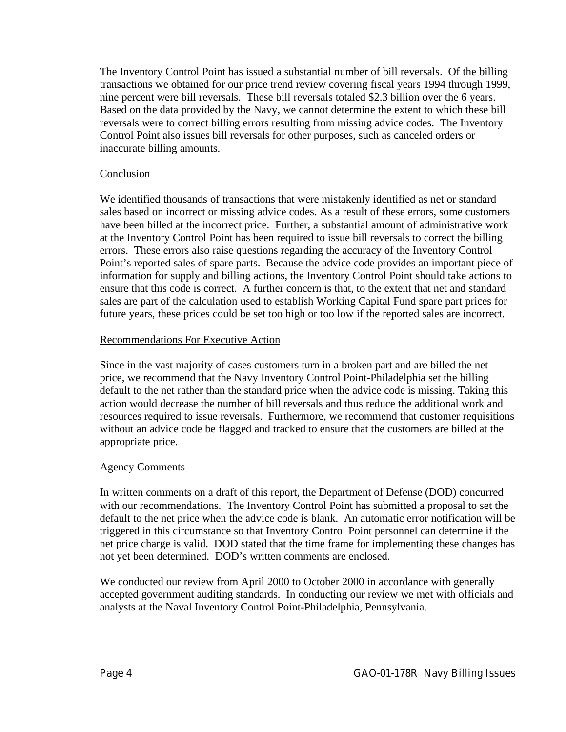The Inventory Control Point has issued a substantial number of bill reversals. Of the billing transactions we obtained for our price trend review covering fiscal years 1994 through 1999, nine percent were bill reversals. These bill reversals totaled $2.3 billion over the 6 years. Based on the data provided by the Navy, we cannot determine the extent to which these bill reversals were to correct billing errors resulting from missing advice codes. The Inventory Control Point also issues bill reversals for other purposes, such as canceled orders or inaccurate billing amounts.

## Conclusion

We identified thousands of transactions that were mistakenly identified as net or standard sales based on incorrect or missing advice codes. As a result of these errors, some customers have been billed at the incorrect price. Further, a substantial amount of administrative work at the Inventory Control Point has been required to issue bill reversals to correct the billing errors. These errors also raise questions regarding the accuracy of the Inventory Control Point's reported sales of spare parts. Because the advice code provides an important piece of information for supply and billing actions, the Inventory Control Point should take actions to ensure that this code is correct. A further concern is that, to the extent that net and standard sales are part of the calculation used to establish Working Capital Fund spare part prices for future years, these prices could be set too high or too low if the reported sales are incorrect.

## Recommendations For Executive Action

Since in the vast majority of cases customers turn in a broken part and are billed the net price, we recommend that the Navy Inventory Control Point-Philadelphia set the billing default to the net rather than the standard price when the advice code is missing. Taking this action would decrease the number of bill reversals and thus reduce the additional work and resources required to issue reversals. Furthermore, we recommend that customer requisitions without an advice code be flagged and tracked to ensure that the customers are billed at the appropriate price.

## Agency Comments

In written comments on a draft of this report, the Department of Defense (DOD) concurred with our recommendations. The Inventory Control Point has submitted a proposal to set the default to the net price when the advice code is blank. An automatic error notification will be triggered in this circumstance so that Inventory Control Point personnel can determine if the net price charge is valid. DOD stated that the time frame for implementing these changes has not yet been determined. DOD's written comments are enclosed.

We conducted our review from April 2000 to October 2000 in accordance with generally accepted government auditing standards. In conducting our review we met with officials and analysts at the Naval Inventory Control Point-Philadelphia, Pennsylvania.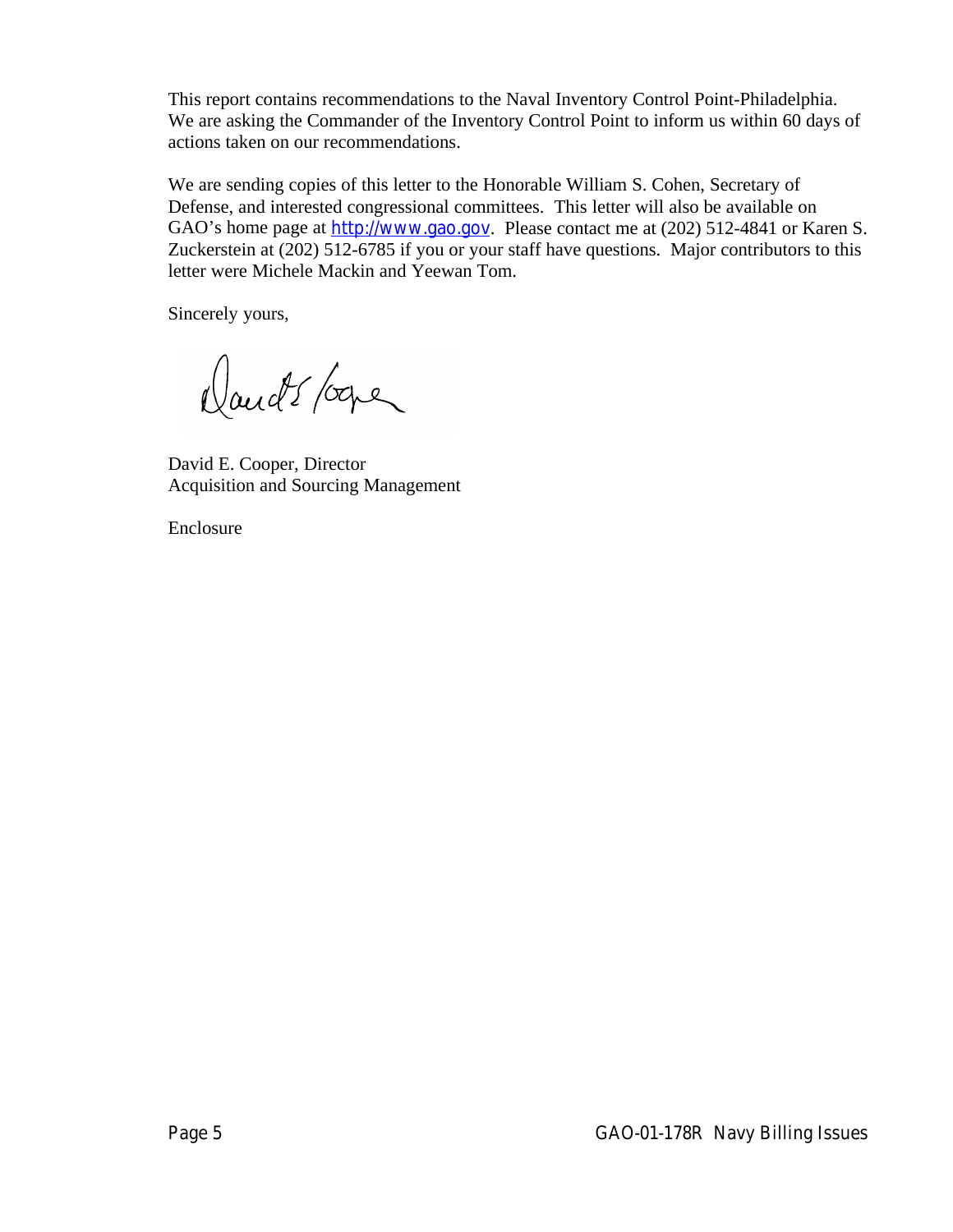This report contains recommendations to the Naval Inventory Control Point-Philadelphia. We are asking the Commander of the Inventory Control Point to inform us within 60 days of actions taken on our recommendations.

We are sending copies of this letter to the Honorable William S. Cohen, Secretary of Defense, and interested congressional committees. This letter will also be available on GAO's home page at http://www.gao.gov. Please contact me at (202) 512-4841 or Karen S. Zuckerstein at (202) 512-6785 if you or your staff have questions. Major contributors to this letter were Michele Mackin and Yeewan Tom.

Sincerely yours,

David E. Cooper, Director
Acquisition and Sourcing Management

Enclosure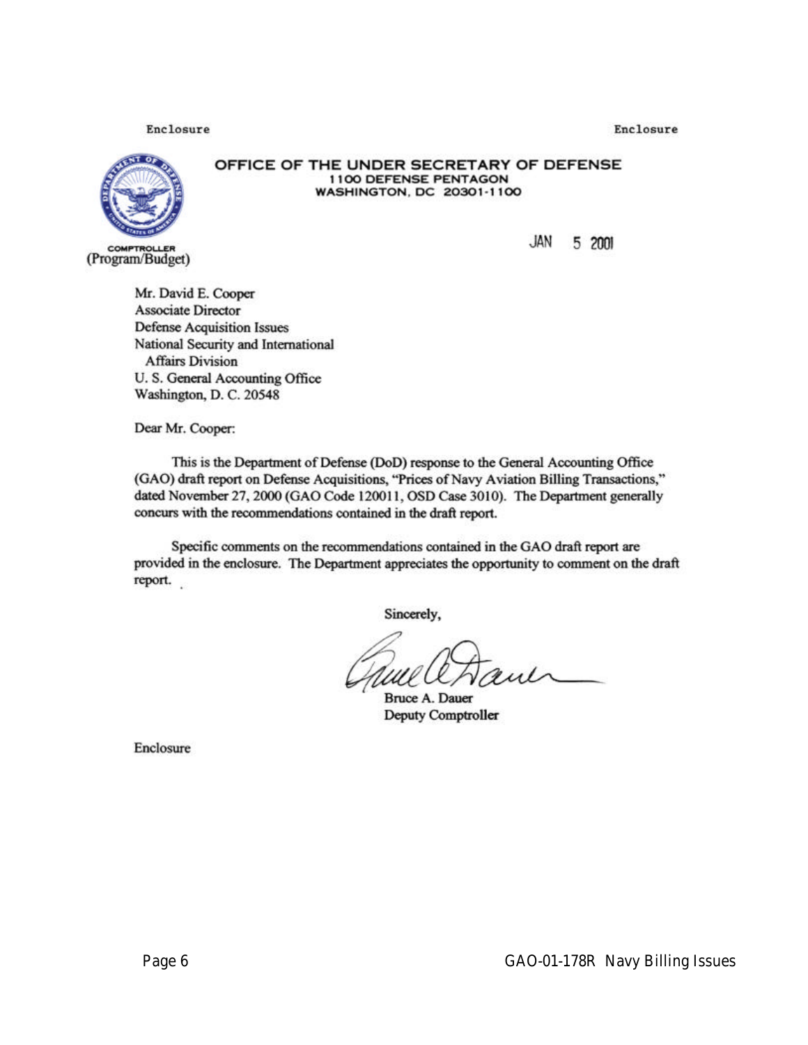OFFICE OF THE UNDER SECRETARY OF DEFENSE
1100 DEFENSE PENTAGON
WASHINGTON, DC 20301-1100

COMPTROLLER
(Program/Budget)

JAN 5 2001

Mr. David E. Cooper
Associate Director
Defense Acquisition Issues
National Security and International
Affairs Division
U. S. General Accounting Office
Washington, D. C. 20548

Dear Mr. Cooper:

This is the Department of Defense (DoD) response to the General Accounting Office (GAO) draft report on Defense Acquisitions, "Prices of Navy Aviation Billing Transactions," dated November 27, 2000 (GAO Code 120011, OSD Case 3010). The Department generally concurs with the recommendations contained in the draft report.

Specific comments on the recommendations contained in the GAO draft report are provided in the enclosure. The Department appreciates the opportunity to comment on the draft report.

Sincerely,

Bruce A. Dauer
Deputy Comptroller

Enclosure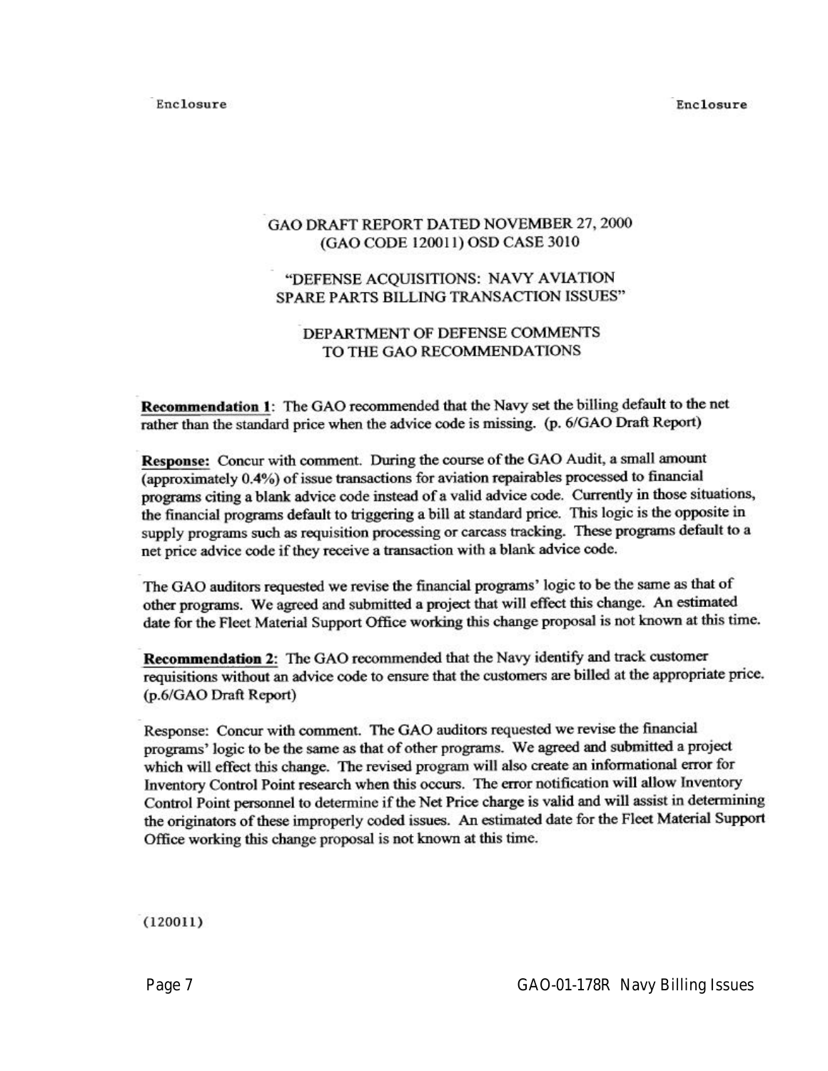GAO DRAFT REPORT DATED NOVEMBER 27, 2000
(GAO CODE 120011) OSD CASE 3010

"DEFENSE ACQUISITIONS: NAVY AVIATION SPARE PARTS BILLING TRANSACTION ISSUES"

DEPARTMENT OF DEFENSE COMMENTS TO THE GAO RECOMMENDATIONS

**Recommendation 1**: The GAO recommended that the Navy set the billing default to the net rather than the standard price when the advice code is missing. (p. 6/GAO Draft Report)

**Response:** Concur with comment. During the course of the GAO Audit, a small amount (approximately 0.4%) of issue transactions for aviation repairables processed to financial programs citing a blank advice code instead of a valid advice code. Currently in those situations, the financial programs default to triggering a bill at standard price. This logic is the opposite in supply programs such as requisition processing or carcass tracking. These programs default to a net price advice code if they receive a transaction with a blank advice code.

The GAO auditors requested we revise the financial programs' logic to be the same as that of other programs. We agreed and submitted a project that will effect this change. An estimated date for the Fleet Material Support Office working this change proposal is not known at this time.

**Recommendation 2**: The GAO recommended that the Navy identify and track customer requisitions without an advice code to ensure that the customers are billed at the appropriate price. (p.6/GAO Draft Report)

Response: Concur with comment. The GAO auditors requested we revise the financial programs' logic to be the same as that of other programs. We agreed and submitted a project which will effect this change. The revised program will also create an informational error for Inventory Control Point research when this occurs. The error notification will allow Inventory Control Point personnel to determine if the Net Price charge is valid and will assist in determining the originators of these improperly coded issues. An estimated date for the Fleet Material Support Office working this change proposal is not known at this time.

(120011)